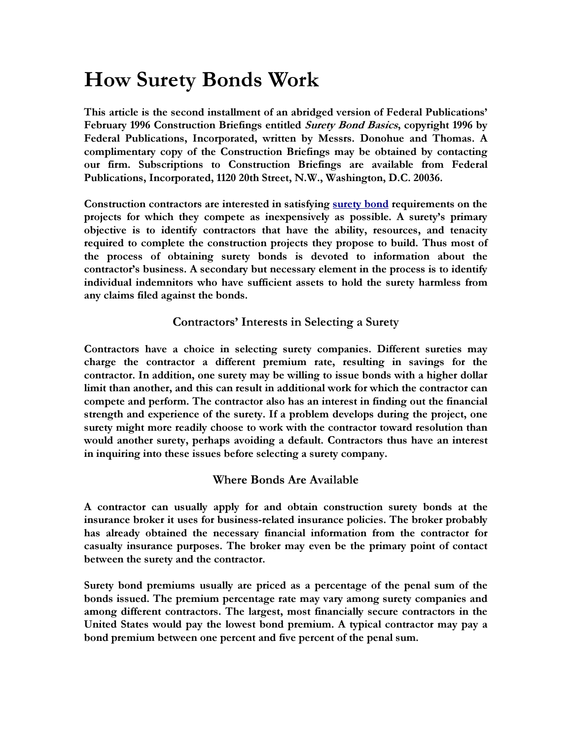# How Surety Bonds Work

**This article is the second installment of an abridged version of Federal Publications' February 1996 Construction Briefings entitled *Surety Bond Basics*, copyright 1996 by Federal Publications, Incorporated, written by Messrs. Donohue and Thomas. A complimentary copy of the Construction Briefings may be obtained by contacting our firm. Subscriptions to Construction Briefings are available from Federal Publications, Incorporated, 1120 20th Street, N.W., Washington, D.C. 20036.**

**Construction contractors are interested in satisfying surety bond requirements on the projects for which they compete as inexpensively as possible. A surety's primary objective is to identify contractors that have the ability, resources, and tenacity required to complete the construction projects they propose to build. Thus most of the process of obtaining surety bonds is devoted to information about the contractor's business. A secondary but necessary element in the process is to identify individual indemnitors who have sufficient assets to hold the surety harmless from any claims filed against the bonds.**

## Contractors' Interests in Selecting a Surety

**Contractors have a choice in selecting surety companies. Different sureties may charge the contractor a different premium rate, resulting in savings for the contractor. In addition, one surety may be willing to issue bonds with a higher dollar limit than another, and this can result in additional work for which the contractor can compete and perform. The contractor also has an interest in finding out the financial strength and experience of the surety. If a problem develops during the project, one surety might more readily choose to work with the contractor toward resolution than would another surety, perhaps avoiding a default. Contractors thus have an interest in inquiring into these issues before selecting a surety company.**

## Where Bonds Are Available

**A contractor can usually apply for and obtain construction surety bonds at the insurance broker it uses for business-related insurance policies. The broker probably has already obtained the necessary financial information from the contractor for casualty insurance purposes. The broker may even be the primary point of contact between the surety and the contractor.**

**Surety bond premiums usually are priced as a percentage of the penal sum of the bonds issued. The premium percentage rate may vary among surety companies and among different contractors. The largest, most financially secure contractors in the United States would pay the lowest bond premium. A typical contractor may pay a bond premium between one percent and five percent of the penal sum.**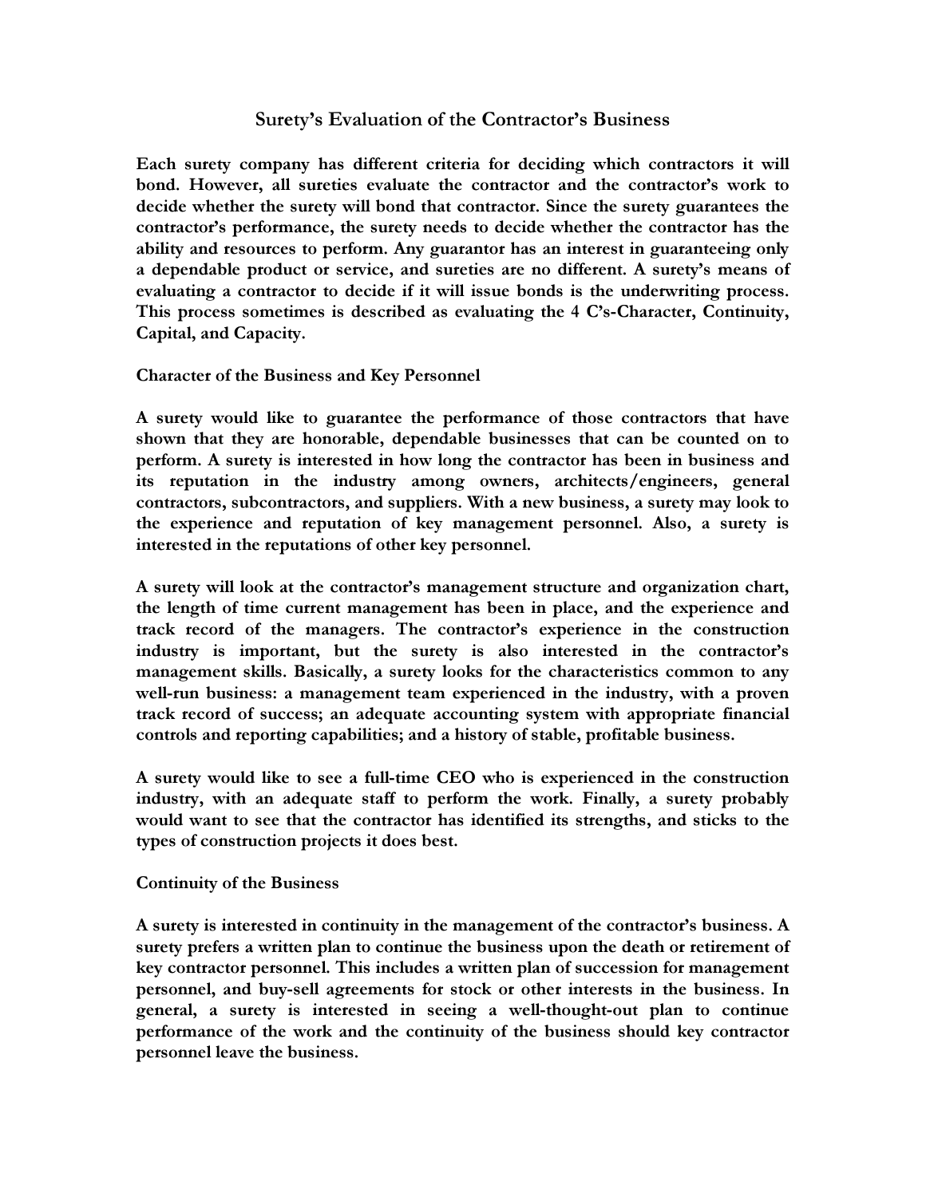## Surety's Evaluation of the Contractor's Business

**Each surety company has different criteria for deciding which contractors it will bond. However, all sureties evaluate the contractor and the contractor's work to decide whether the surety will bond that contractor. Since the surety guarantees the contractor's performance, the surety needs to decide whether the contractor has the ability and resources to perform. Any guarantor has an interest in guaranteeing only a dependable product or service, and sureties are no different. A surety's means of evaluating a contractor to decide if it will issue bonds is the underwriting process. This process sometimes is described as evaluating the 4 C's-Character, Continuity, Capital, and Capacity.**

### Character of the Business and Key Personnel

**A surety would like to guarantee the performance of those contractors that have shown that they are honorable, dependable businesses that can be counted on to perform. A surety is interested in how long the contractor has been in business and its reputation in the industry among owners, architects/engineers, general contractors, subcontractors, and suppliers. With a new business, a surety may look to the experience and reputation of key management personnel. Also, a surety is interested in the reputations of other key personnel.**

**A surety will look at the contractor's management structure and organization chart, the length of time current management has been in place, and the experience and track record of the managers. The contractor's experience in the construction industry is important, but the surety is also interested in the contractor's management skills. Basically, a surety looks for the characteristics common to any well-run business: a management team experienced in the industry, with a proven track record of success; an adequate accounting system with appropriate financial controls and reporting capabilities; and a history of stable, profitable business.**

**A surety would like to see a full-time CEO who is experienced in the construction industry, with an adequate staff to perform the work. Finally, a surety probably would want to see that the contractor has identified its strengths, and sticks to the types of construction projects it does best.**

### Continuity of the Business

**A surety is interested in continuity in the management of the contractor's business. A surety prefers a written plan to continue the business upon the death or retirement of key contractor personnel. This includes a written plan of succession for management personnel, and buy-sell agreements for stock or other interests in the business. In general, a surety is interested in seeing a well-thought-out plan to continue performance of the work and the continuity of the business should key contractor personnel leave the business.**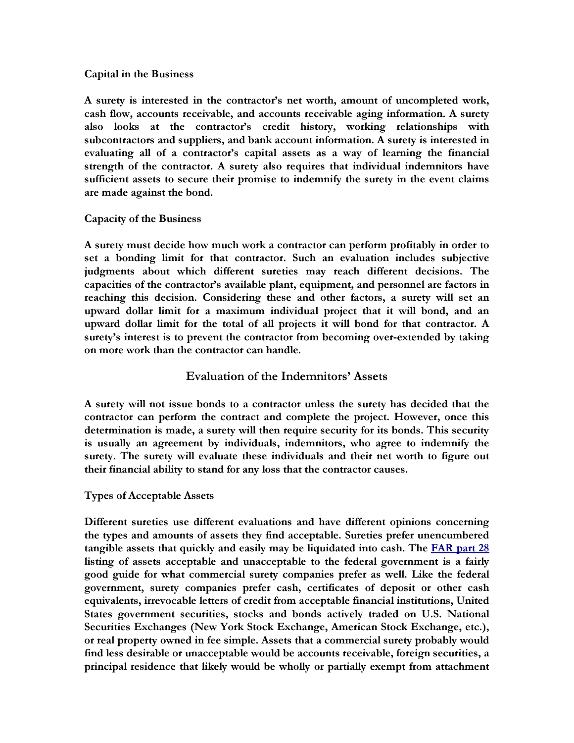**Capital in the Business**

**A surety is interested in the contractor's net worth, amount of uncompleted work, cash flow, accounts receivable, and accounts receivable aging information. A surety also looks at the contractor's credit history, working relationships with subcontractors and suppliers, and bank account information. A surety is interested in evaluating all of a contractor's capital assets as a way of learning the financial strength of the contractor. A surety also requires that individual indemnitors have sufficient assets to secure their promise to indemnify the surety in the event claims are made against the bond.**

**Capacity of the Business**

**A surety must decide how much work a contractor can perform profitably in order to set a bonding limit for that contractor. Such an evaluation includes subjective judgments about which different sureties may reach different decisions. The capacities of the contractor's available plant, equipment, and personnel are factors in reaching this decision. Considering these and other factors, a surety will set an upward dollar limit for a maximum individual project that it will bond, and an upward dollar limit for the total of all projects it will bond for that contractor. A surety's interest is to prevent the contractor from becoming over-extended by taking on more work than the contractor can handle.**

## Evaluation of the Indemnitors' Assets

**A surety will not issue bonds to a contractor unless the surety has decided that the contractor can perform the contract and complete the project. However, once this determination is made, a surety will then require security for its bonds. This security is usually an agreement by individuals, indemnitors, who agree to indemnify the surety. The surety will evaluate these individuals and their net worth to figure out their financial ability to stand for any loss that the contractor causes.**

**Types of Acceptable Assets**

**Different sureties use different evaluations and have different opinions concerning the types and amounts of assets they find acceptable. Sureties prefer unencumbered tangible assets that quickly and easily may be liquidated into cash. The FAR part 28 listing of assets acceptable and unacceptable to the federal government is a fairly good guide for what commercial surety companies prefer as well. Like the federal government, surety companies prefer cash, certificates of deposit or other cash equivalents, irrevocable letters of credit from acceptable financial institutions, United States government securities, stocks and bonds actively traded on U.S. National Securities Exchanges (New York Stock Exchange, American Stock Exchange, etc.), or real property owned in fee simple. Assets that a commercial surety probably would find less desirable or unacceptable would be accounts receivable, foreign securities, a principal residence that likely would be wholly or partially exempt from attachment**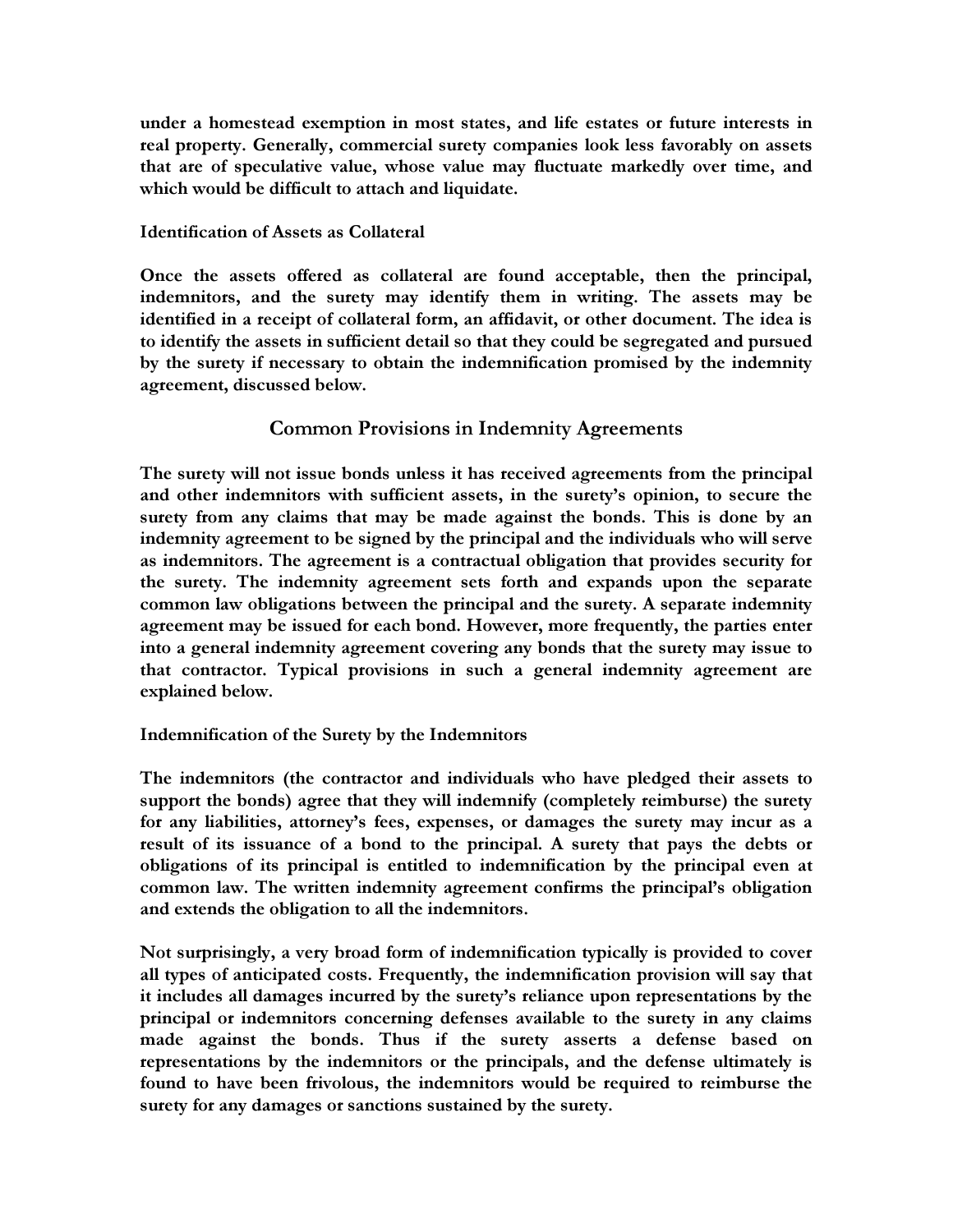under a homestead exemption in most states, and life estates or future interests in real property. Generally, commercial surety companies look less favorably on assets that are of speculative value, whose value may fluctuate markedly over time, and which would be difficult to attach and liquidate.

**Identification of Assets as Collateral**

Once the assets offered as collateral are found acceptable, then the principal, indemnitors, and the surety may identify them in writing. The assets may be identified in a receipt of collateral form, an affidavit, or other document. The idea is to identify the assets in sufficient detail so that they could be segregated and pursued by the surety if necessary to obtain the indemnification promised by the indemnity agreement, discussed below.

## Common Provisions in Indemnity Agreements

The surety will not issue bonds unless it has received agreements from the principal and other indemnitors with sufficient assets, in the surety's opinion, to secure the surety from any claims that may be made against the bonds. This is done by an indemnity agreement to be signed by the principal and the individuals who will serve as indemnitors. The agreement is a contractual obligation that provides security for the surety. The indemnity agreement sets forth and expands upon the separate common law obligations between the principal and the surety. A separate indemnity agreement may be issued for each bond. However, more frequently, the parties enter into a general indemnity agreement covering any bonds that the surety may issue to that contractor. Typical provisions in such a general indemnity agreement are explained below.

**Indemnification of the Surety by the Indemnitors**

The indemnitors (the contractor and individuals who have pledged their assets to support the bonds) agree that they will indemnify (completely reimburse) the surety for any liabilities, attorney's fees, expenses, or damages the surety may incur as a result of its issuance of a bond to the principal. A surety that pays the debts or obligations of its principal is entitled to indemnification by the principal even at common law. The written indemnity agreement confirms the principal's obligation and extends the obligation to all the indemnitors.

Not surprisingly, a very broad form of indemnification typically is provided to cover all types of anticipated costs. Frequently, the indemnification provision will say that it includes all damages incurred by the surety's reliance upon representations by the principal or indemnitors concerning defenses available to the surety in any claims made against the bonds. Thus if the surety asserts a defense based on representations by the indemnitors or the principals, and the defense ultimately is found to have been frivolous, the indemnitors would be required to reimburse the surety for any damages or sanctions sustained by the surety.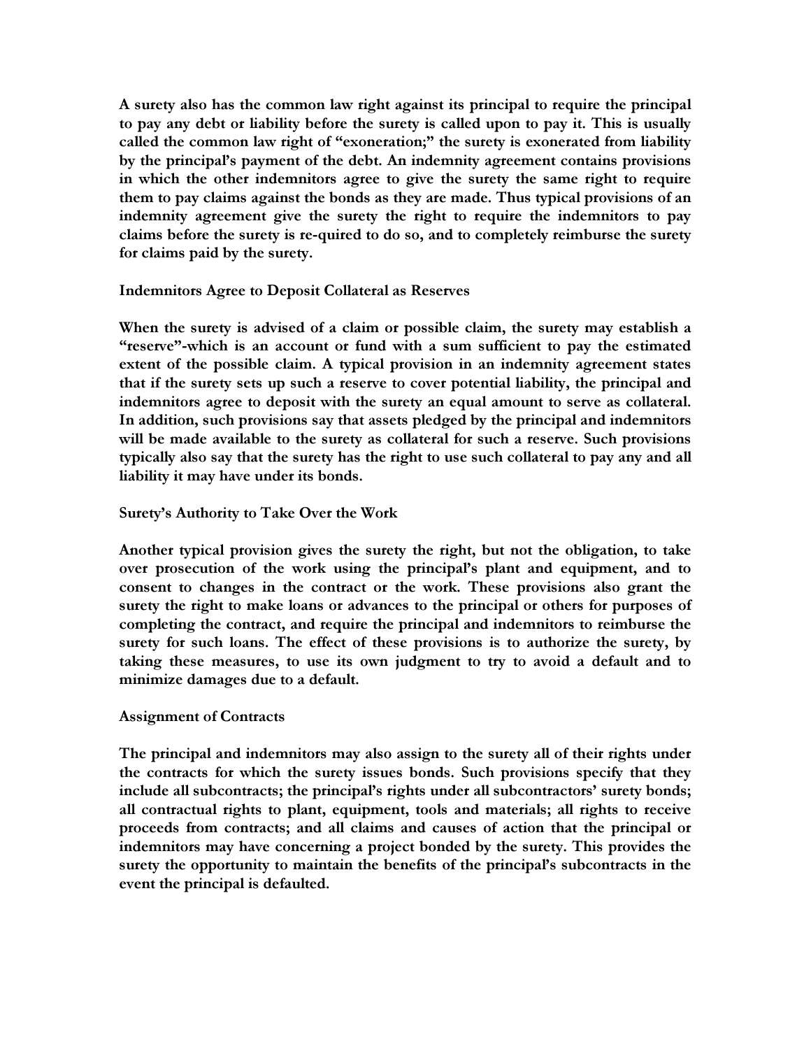**A surety also has the common law right against its principal to require the principal to pay any debt or liability before the surety is called upon to pay it. This is usually called the common law right of "exoneration;" the surety is exonerated from liability by the principal's payment of the debt. An indemnity agreement contains provisions in which the other indemnitors agree to give the surety the same right to require them to pay claims against the bonds as they are made. Thus typical provisions of an indemnity agreement give the surety the right to require the indemnitors to pay claims before the surety is re-quired to do so, and to completely reimburse the surety for claims paid by the surety.**

## Indemnitors Agree to Deposit Collateral as Reserves

**When the surety is advised of a claim or possible claim, the surety may establish a "reserve"-which is an account or fund with a sum sufficient to pay the estimated extent of the possible claim. A typical provision in an indemnity agreement states that if the surety sets up such a reserve to cover potential liability, the principal and indemnitors agree to deposit with the surety an equal amount to serve as collateral. In addition, such provisions say that assets pledged by the principal and indemnitors will be made available to the surety as collateral for such a reserve. Such provisions typically also say that the surety has the right to use such collateral to pay any and all liability it may have under its bonds.**

## Surety's Authority to Take Over the Work

**Another typical provision gives the surety the right, but not the obligation, to take over prosecution of the work using the principal's plant and equipment, and to consent to changes in the contract or the work. These provisions also grant the surety the right to make loans or advances to the principal or others for purposes of completing the contract, and require the principal and indemnitors to reimburse the surety for such loans. The effect of these provisions is to authorize the surety, by taking these measures, to use its own judgment to try to avoid a default and to minimize damages due to a default.**

## Assignment of Contracts

**The principal and indemnitors may also assign to the surety all of their rights under the contracts for which the surety issues bonds. Such provisions specify that they include all subcontracts; the principal's rights under all subcontractors' surety bonds; all contractual rights to plant, equipment, tools and materials; all rights to receive proceeds from contracts; and all claims and causes of action that the principal or indemnitors may have concerning a project bonded by the surety. This provides the surety the opportunity to maintain the benefits of the principal's subcontracts in the event the principal is defaulted.**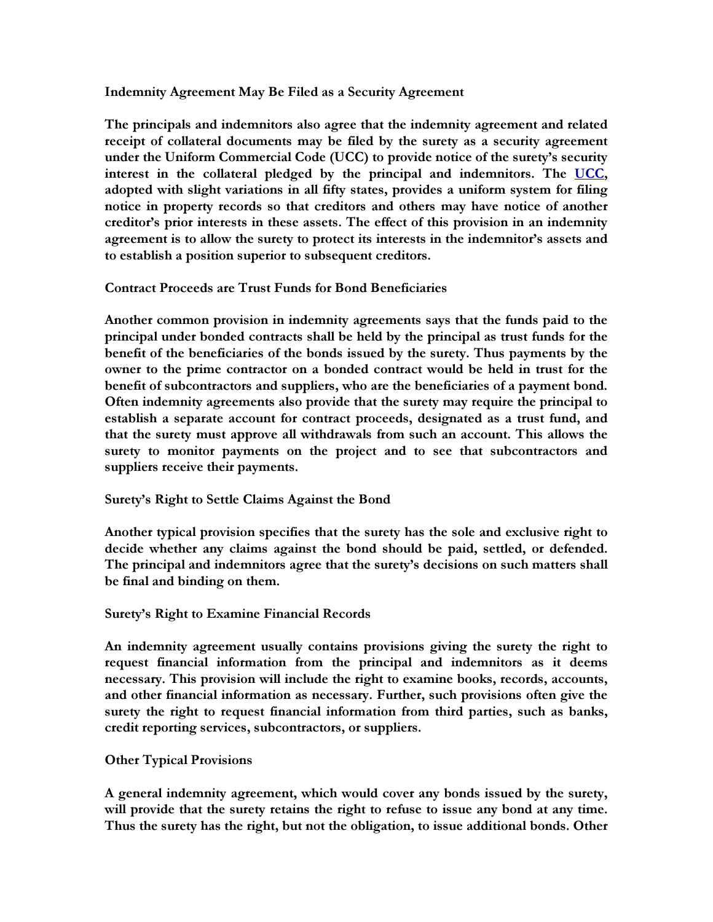### Indemnity Agreement May Be Filed as a Security Agreement

**The principals and indemnitors also agree that the indemnity agreement and related receipt of collateral documents may be filed by the surety as a security agreement under the Uniform Commercial Code (UCC) to provide notice of the surety's security interest in the collateral pledged by the principal and indemnitors. The UCC, adopted with slight variations in all fifty states, provides a uniform system for filing notice in property records so that creditors and others may have notice of another creditor's prior interests in these assets. The effect of this provision in an indemnity agreement is to allow the surety to protect its interests in the indemnitor's assets and to establish a position superior to subsequent creditors.**

### Contract Proceeds are Trust Funds for Bond Beneficiaries

**Another common provision in indemnity agreements says that the funds paid to the principal under bonded contracts shall be held by the principal as trust funds for the benefit of the beneficiaries of the bonds issued by the surety. Thus payments by the owner to the prime contractor on a bonded contract would be held in trust for the benefit of subcontractors and suppliers, who are the beneficiaries of a payment bond. Often indemnity agreements also provide that the surety may require the principal to establish a separate account for contract proceeds, designated as a trust fund, and that the surety must approve all withdrawals from such an account. This allows the surety to monitor payments on the project and to see that subcontractors and suppliers receive their payments.**

### Surety's Right to Settle Claims Against the Bond

**Another typical provision specifies that the surety has the sole and exclusive right to decide whether any claims against the bond should be paid, settled, or defended. The principal and indemnitors agree that the surety's decisions on such matters shall be final and binding on them.**

### Surety's Right to Examine Financial Records

**An indemnity agreement usually contains provisions giving the surety the right to request financial information from the principal and indemnitors as it deems necessary. This provision will include the right to examine books, records, accounts, and other financial information as necessary. Further, such provisions often give the surety the right to request financial information from third parties, such as banks, credit reporting services, subcontractors, or suppliers.**

### Other Typical Provisions

**A general indemnity agreement, which would cover any bonds issued by the surety, will provide that the surety retains the right to refuse to issue any bond at any time. Thus the surety has the right, but not the obligation, to issue additional bonds. Other**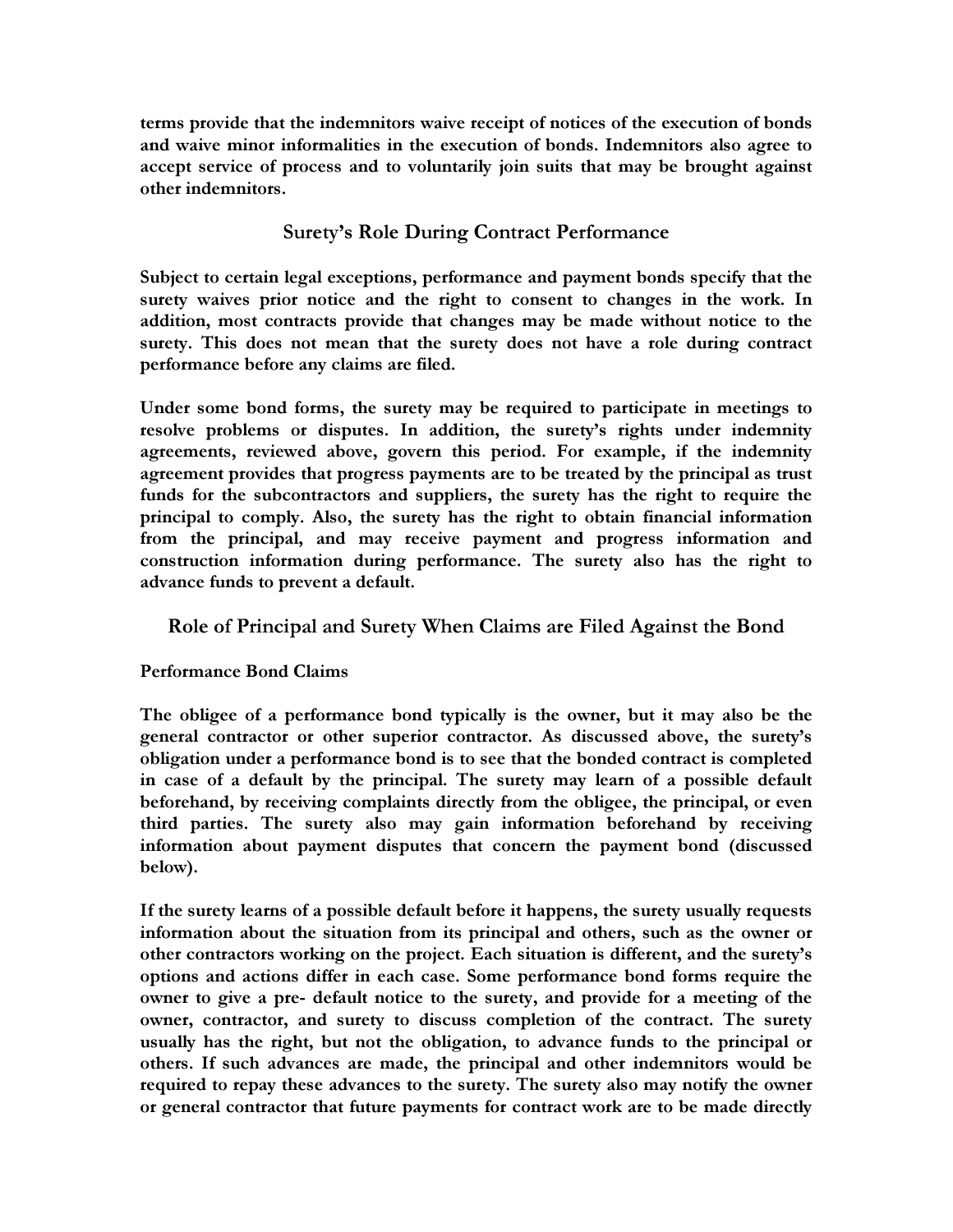terms provide that the indemnitors waive receipt of notices of the execution of bonds and waive minor informalities in the execution of bonds. Indemnitors also agree to accept service of process and to voluntarily join suits that may be brought against other indemnitors.

## Surety's Role During Contract Performance

Subject to certain legal exceptions, performance and payment bonds specify that the surety waives prior notice and the right to consent to changes in the work. In addition, most contracts provide that changes may be made without notice to the surety. This does not mean that the surety does not have a role during contract performance before any claims are filed.

Under some bond forms, the surety may be required to participate in meetings to resolve problems or disputes. In addition, the surety's rights under indemnity agreements, reviewed above, govern this period. For example, if the indemnity agreement provides that progress payments are to be treated by the principal as trust funds for the subcontractors and suppliers, the surety has the right to require the principal to comply. Also, the surety has the right to obtain financial information from the principal, and may receive payment and progress information and construction information during performance. The surety also has the right to advance funds to prevent a default.

## Role of Principal and Surety When Claims are Filed Against the Bond

### Performance Bond Claims

The obligee of a performance bond typically is the owner, but it may also be the general contractor or other superior contractor. As discussed above, the surety's obligation under a performance bond is to see that the bonded contract is completed in case of a default by the principal. The surety may learn of a possible default beforehand, by receiving complaints directly from the obligee, the principal, or even third parties. The surety also may gain information beforehand by receiving information about payment disputes that concern the payment bond (discussed below).

If the surety learns of a possible default before it happens, the surety usually requests information about the situation from its principal and others, such as the owner or other contractors working on the project. Each situation is different, and the surety's options and actions differ in each case. Some performance bond forms require the owner to give a pre- default notice to the surety, and provide for a meeting of the owner, contractor, and surety to discuss completion of the contract. The surety usually has the right, but not the obligation, to advance funds to the principal or others. If such advances are made, the principal and other indemnitors would be required to repay these advances to the surety. The surety also may notify the owner or general contractor that future payments for contract work are to be made directly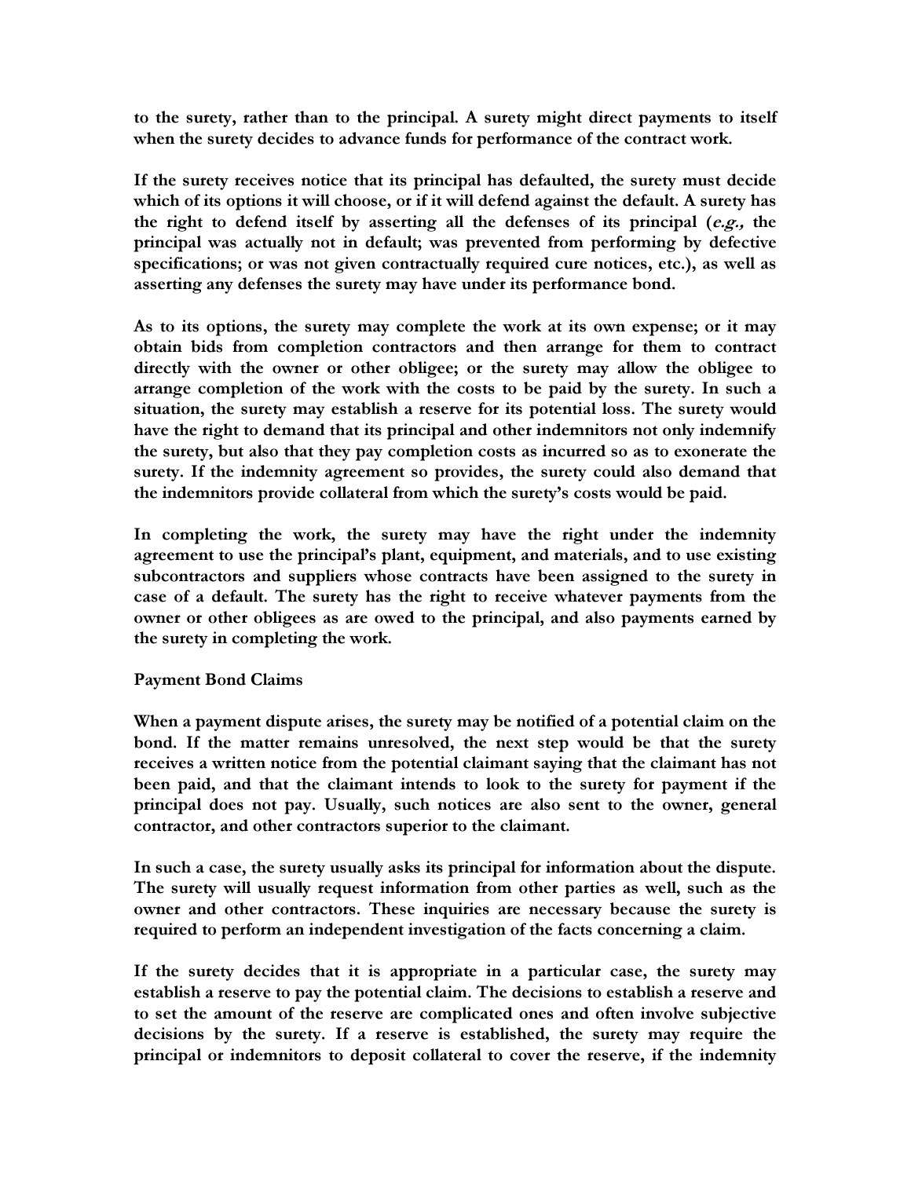**to the surety, rather than to the principal. A surety might direct payments to itself when the surety decides to advance funds for performance of the contract work.**

**If the surety receives notice that its principal has defaulted, the surety must decide which of its options it will choose, or if it will defend against the default. A surety has the right to defend itself by asserting all the defenses of its principal (*e.g.,* the principal was actually not in default; was prevented from performing by defective specifications; or was not given contractually required cure notices, etc.), as well as asserting any defenses the surety may have under its performance bond.**

**As to its options, the surety may complete the work at its own expense; or it may obtain bids from completion contractors and then arrange for them to contract directly with the owner or other obligee; or the surety may allow the obligee to arrange completion of the work with the costs to be paid by the surety. In such a situation, the surety may establish a reserve for its potential loss. The surety would have the right to demand that its principal and other indemnitors not only indemnify the surety, but also that they pay completion costs as incurred so as to exonerate the surety. If the indemnity agreement so provides, the surety could also demand that the indemnitors provide collateral from which the surety's costs would be paid.**

**In completing the work, the surety may have the right under the indemnity agreement to use the principal's plant, equipment, and materials, and to use existing subcontractors and suppliers whose contracts have been assigned to the surety in case of a default. The surety has the right to receive whatever payments from the owner or other obligees as are owed to the principal, and also payments earned by the surety in completing the work.**

**Payment Bond Claims**

**When a payment dispute arises, the surety may be notified of a potential claim on the bond. If the matter remains unresolved, the next step would be that the surety receives a written notice from the potential claimant saying that the claimant has not been paid, and that the claimant intends to look to the surety for payment if the principal does not pay. Usually, such notices are also sent to the owner, general contractor, and other contractors superior to the claimant.**

**In such a case, the surety usually asks its principal for information about the dispute. The surety will usually request information from other parties as well, such as the owner and other contractors. These inquiries are necessary because the surety is required to perform an independent investigation of the facts concerning a claim.**

**If the surety decides that it is appropriate in a particular case, the surety may establish a reserve to pay the potential claim. The decisions to establish a reserve and to set the amount of the reserve are complicated ones and often involve subjective decisions by the surety. If a reserve is established, the surety may require the principal or indemnitors to deposit collateral to cover the reserve, if the indemnity**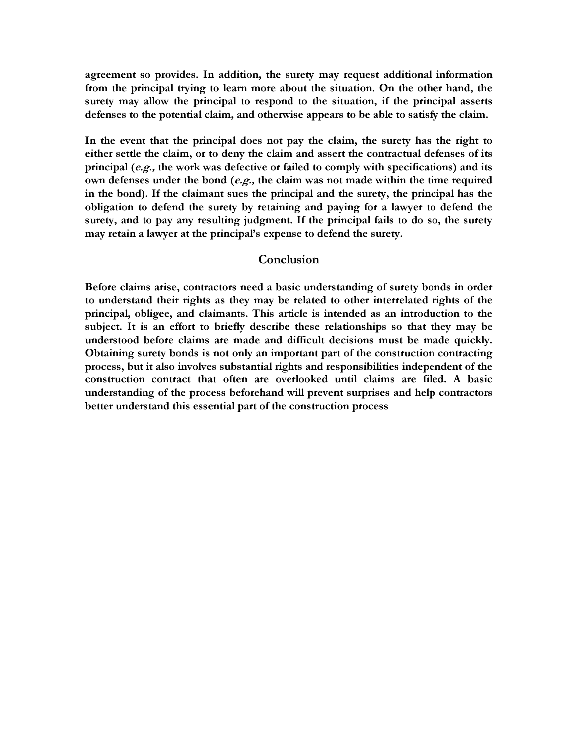**agreement so provides. In addition, the surety may request additional information from the principal trying to learn more about the situation. On the other hand, the surety may allow the principal to respond to the situation, if the principal asserts defenses to the potential claim, and otherwise appears to be able to satisfy the claim.**

**In the event that the principal does not pay the claim, the surety has the right to either settle the claim, or to deny the claim and assert the contractual defenses of its principal (*e.g.,* the work was defective or failed to comply with specifications) and its own defenses under the bond (*e.g.,* the claim was not made within the time required in the bond). If the claimant sues the principal and the surety, the principal has the obligation to defend the surety by retaining and paying for a lawyer to defend the surety, and to pay any resulting judgment. If the principal fails to do so, the surety may retain a lawyer at the principal's expense to defend the surety.**

## Conclusion

**Before claims arise, contractors need a basic understanding of surety bonds in order to understand their rights as they may be related to other interrelated rights of the principal, obligee, and claimants. This article is intended as an introduction to the subject. It is an effort to briefly describe these relationships so that they may be understood before claims are made and difficult decisions must be made quickly. Obtaining surety bonds is not only an important part of the construction contracting process, but it also involves substantial rights and responsibilities independent of the construction contract that often are overlooked until claims are filed. A basic understanding of the process beforehand will prevent surprises and help contractors better understand this essential part of the construction process**